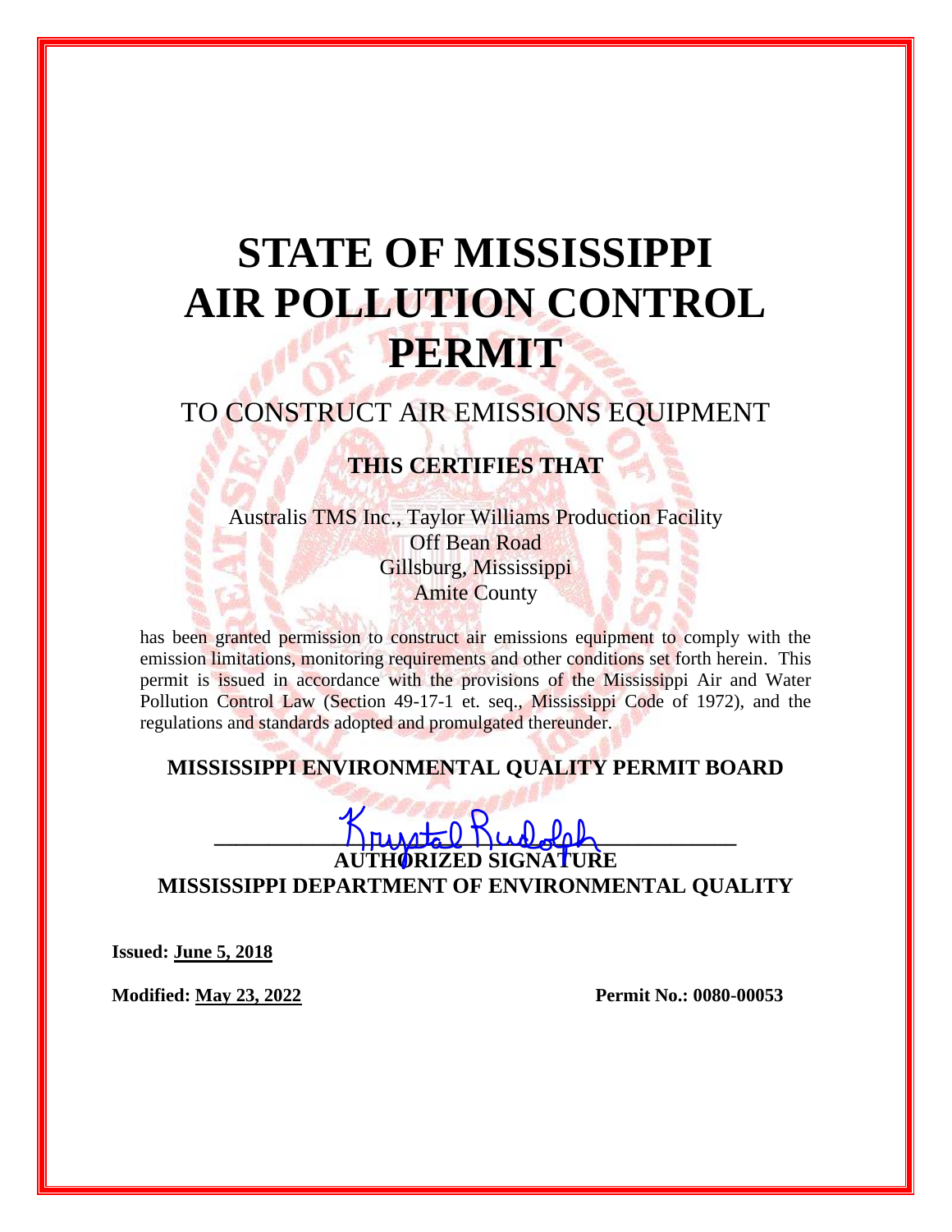# STATE OF MISSISSIPPI AIR POLLUTION CONTROL PERMIT

## TO CONSTRUCT AIR EMISSIONS EQUIPMENT

### THIS CERTIFIES THAT

Australis TMS Inc., Taylor Williams Production Facility
Off Bean Road
Gillsburg, Mississippi
Amite County

has been granted permission to construct air emissions equipment to comply with the emission limitations, monitoring requirements and other conditions set forth herein. This permit is issued in accordance with the provisions of the Mississippi Air and Water Pollution Control Law (Section 49-17-1 et. seq., Mississippi Code of 1972), and the regulations and standards adopted and promulgated thereunder.

**MISSISSIPPI ENVIRONMENTAL QUALITY PERMIT BOARD**

Krystal Rudolph

**AUTHORIZED SIGNATURE**
**MISSISSIPPI DEPARTMENT OF ENVIRONMENTAL QUALITY**

**Issued: June 5, 2018**

**Modified: May 23, 2022**

**Permit No.: 0080-00053**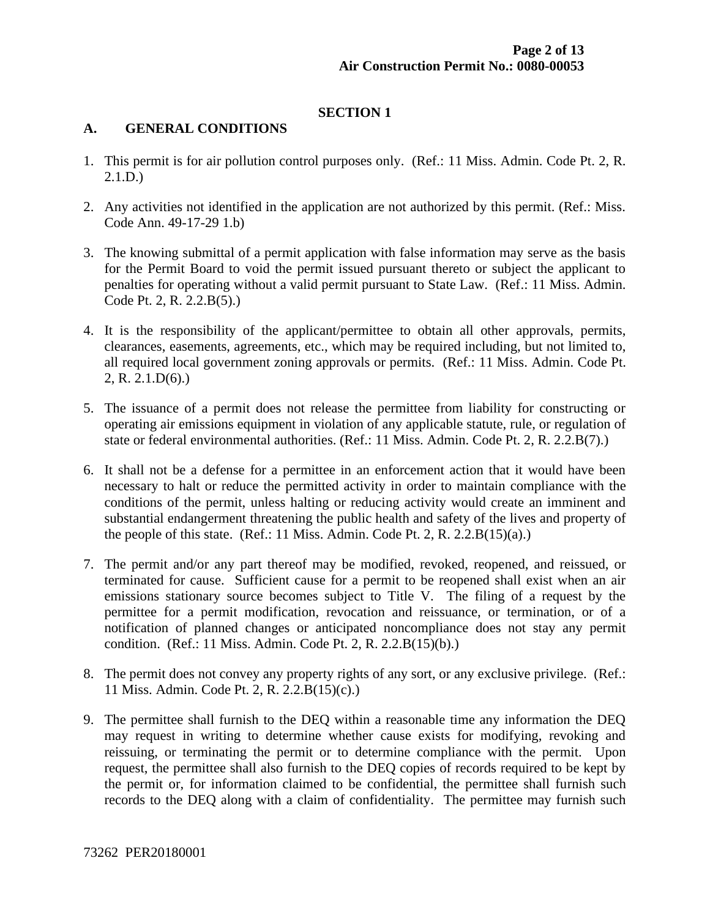## SECTION 1

### A. GENERAL CONDITIONS

1. This permit is for air pollution control purposes only. (Ref.: 11 Miss. Admin. Code Pt. 2, R. 2.1.D.)

2. Any activities not identified in the application are not authorized by this permit. (Ref.: Miss. Code Ann. 49-17-29 1.b)

3. The knowing submittal of a permit application with false information may serve as the basis for the Permit Board to void the permit issued pursuant thereto or subject the applicant to penalties for operating without a valid permit pursuant to State Law. (Ref.: 11 Miss. Admin. Code Pt. 2, R. 2.2.B(5).)

4. It is the responsibility of the applicant/permittee to obtain all other approvals, permits, clearances, easements, agreements, etc., which may be required including, but not limited to, all required local government zoning approvals or permits. (Ref.: 11 Miss. Admin. Code Pt. 2, R. 2.1.D(6).)

5. The issuance of a permit does not release the permittee from liability for constructing or operating air emissions equipment in violation of any applicable statute, rule, or regulation of state or federal environmental authorities. (Ref.: 11 Miss. Admin. Code Pt. 2, R. 2.2.B(7).)

6. It shall not be a defense for a permittee in an enforcement action that it would have been necessary to halt or reduce the permitted activity in order to maintain compliance with the conditions of the permit, unless halting or reducing activity would create an imminent and substantial endangerment threatening the public health and safety of the lives and property of the people of this state. (Ref.: 11 Miss. Admin. Code Pt. 2, R. 2.2.B(15)(a).)

7. The permit and/or any part thereof may be modified, revoked, reopened, and reissued, or terminated for cause. Sufficient cause for a permit to be reopened shall exist when an air emissions stationary source becomes subject to Title V. The filing of a request by the permittee for a permit modification, revocation and reissuance, or termination, or of a notification of planned changes or anticipated noncompliance does not stay any permit condition. (Ref.: 11 Miss. Admin. Code Pt. 2, R. 2.2.B(15)(b).)

8. The permit does not convey any property rights of any sort, or any exclusive privilege. (Ref.: 11 Miss. Admin. Code Pt. 2, R. 2.2.B(15)(c).)

9. The permittee shall furnish to the DEQ within a reasonable time any information the DEQ may request in writing to determine whether cause exists for modifying, revoking and reissuing, or terminating the permit or to determine compliance with the permit. Upon request, the permittee shall also furnish to the DEQ copies of records required to be kept by the permit or, for information claimed to be confidential, the permittee shall furnish such records to the DEQ along with a claim of confidentiality. The permittee may furnish such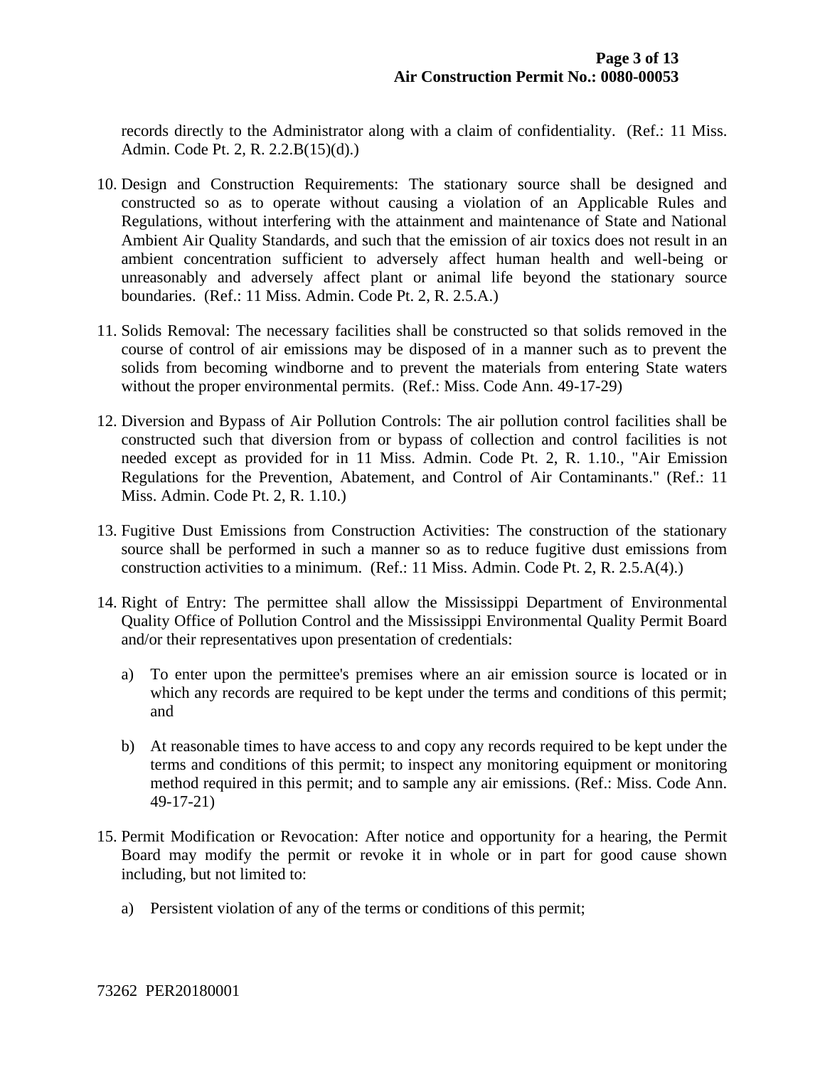records directly to the Administrator along with a claim of confidentiality. (Ref.: 11 Miss. Admin. Code Pt. 2, R. 2.2.B(15)(d).)

10. Design and Construction Requirements: The stationary source shall be designed and constructed so as to operate without causing a violation of an Applicable Rules and Regulations, without interfering with the attainment and maintenance of State and National Ambient Air Quality Standards, and such that the emission of air toxics does not result in an ambient concentration sufficient to adversely affect human health and well-being or unreasonably and adversely affect plant or animal life beyond the stationary source boundaries. (Ref.: 11 Miss. Admin. Code Pt. 2, R. 2.5.A.)

11. Solids Removal: The necessary facilities shall be constructed so that solids removed in the course of control of air emissions may be disposed of in a manner such as to prevent the solids from becoming windborne and to prevent the materials from entering State waters without the proper environmental permits. (Ref.: Miss. Code Ann. 49-17-29)

12. Diversion and Bypass of Air Pollution Controls: The air pollution control facilities shall be constructed such that diversion from or bypass of collection and control facilities is not needed except as provided for in 11 Miss. Admin. Code Pt. 2, R. 1.10., "Air Emission Regulations for the Prevention, Abatement, and Control of Air Contaminants." (Ref.: 11 Miss. Admin. Code Pt. 2, R. 1.10.)

13. Fugitive Dust Emissions from Construction Activities: The construction of the stationary source shall be performed in such a manner so as to reduce fugitive dust emissions from construction activities to a minimum. (Ref.: 11 Miss. Admin. Code Pt. 2, R. 2.5.A(4).)

14. Right of Entry: The permittee shall allow the Mississippi Department of Environmental Quality Office of Pollution Control and the Mississippi Environmental Quality Permit Board and/or their representatives upon presentation of credentials:

    a) To enter upon the permittee's premises where an air emission source is located or in which any records are required to be kept under the terms and conditions of this permit; and

    b) At reasonable times to have access to and copy any records required to be kept under the terms and conditions of this permit; to inspect any monitoring equipment or monitoring method required in this permit; and to sample any air emissions. (Ref.: Miss. Code Ann. 49-17-21)

15. Permit Modification or Revocation: After notice and opportunity for a hearing, the Permit Board may modify the permit or revoke it in whole or in part for good cause shown including, but not limited to:

    a) Persistent violation of any of the terms or conditions of this permit;

73262 PER20180001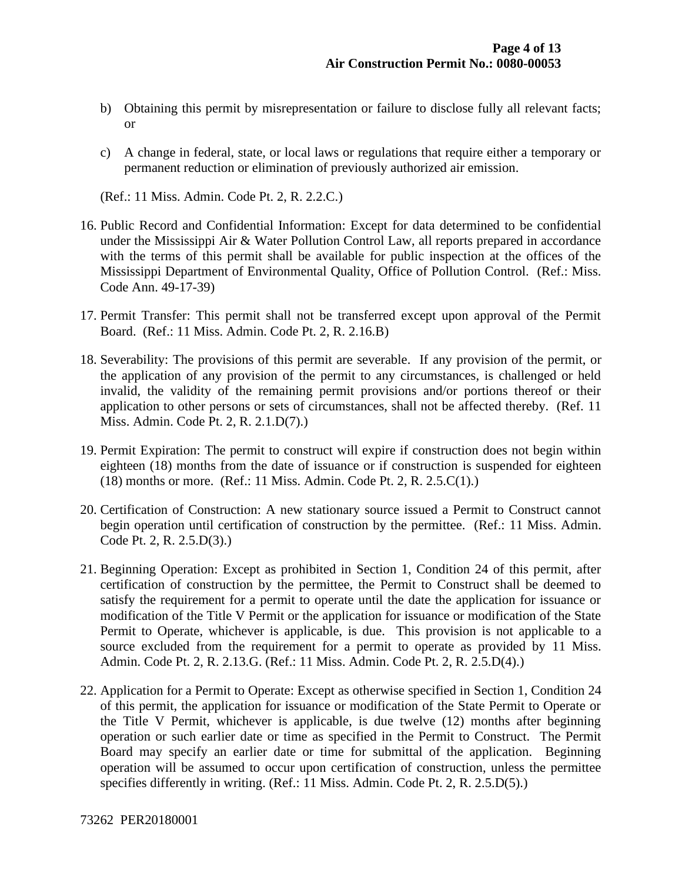b) Obtaining this permit by misrepresentation or failure to disclose fully all relevant facts; or

c) A change in federal, state, or local laws or regulations that require either a temporary or permanent reduction or elimination of previously authorized air emission.

(Ref.: 11 Miss. Admin. Code Pt. 2, R. 2.2.C.)

16. Public Record and Confidential Information: Except for data determined to be confidential under the Mississippi Air & Water Pollution Control Law, all reports prepared in accordance with the terms of this permit shall be available for public inspection at the offices of the Mississippi Department of Environmental Quality, Office of Pollution Control. (Ref.: Miss. Code Ann. 49-17-39)

17. Permit Transfer: This permit shall not be transferred except upon approval of the Permit Board. (Ref.: 11 Miss. Admin. Code Pt. 2, R. 2.16.B)

18. Severability: The provisions of this permit are severable. If any provision of the permit, or the application of any provision of the permit to any circumstances, is challenged or held invalid, the validity of the remaining permit provisions and/or portions thereof or their application to other persons or sets of circumstances, shall not be affected thereby. (Ref. 11 Miss. Admin. Code Pt. 2, R. 2.1.D(7).)

19. Permit Expiration: The permit to construct will expire if construction does not begin within eighteen (18) months from the date of issuance or if construction is suspended for eighteen (18) months or more. (Ref.: 11 Miss. Admin. Code Pt. 2, R. 2.5.C(1).)

20. Certification of Construction: A new stationary source issued a Permit to Construct cannot begin operation until certification of construction by the permittee. (Ref.: 11 Miss. Admin. Code Pt. 2, R. 2.5.D(3).)

21. Beginning Operation: Except as prohibited in Section 1, Condition 24 of this permit, after certification of construction by the permittee, the Permit to Construct shall be deemed to satisfy the requirement for a permit to operate until the date the application for issuance or modification of the Title V Permit or the application for issuance or modification of the State Permit to Operate, whichever is applicable, is due. This provision is not applicable to a source excluded from the requirement for a permit to operate as provided by 11 Miss. Admin. Code Pt. 2, R. 2.13.G. (Ref.: 11 Miss. Admin. Code Pt. 2, R. 2.5.D(4).)

22. Application for a Permit to Operate: Except as otherwise specified in Section 1, Condition 24 of this permit, the application for issuance or modification of the State Permit to Operate or the Title V Permit, whichever is applicable, is due twelve (12) months after beginning operation or such earlier date or time as specified in the Permit to Construct. The Permit Board may specify an earlier date or time for submittal of the application. Beginning operation will be assumed to occur upon certification of construction, unless the permittee specifies differently in writing. (Ref.: 11 Miss. Admin. Code Pt. 2, R. 2.5.D(5).)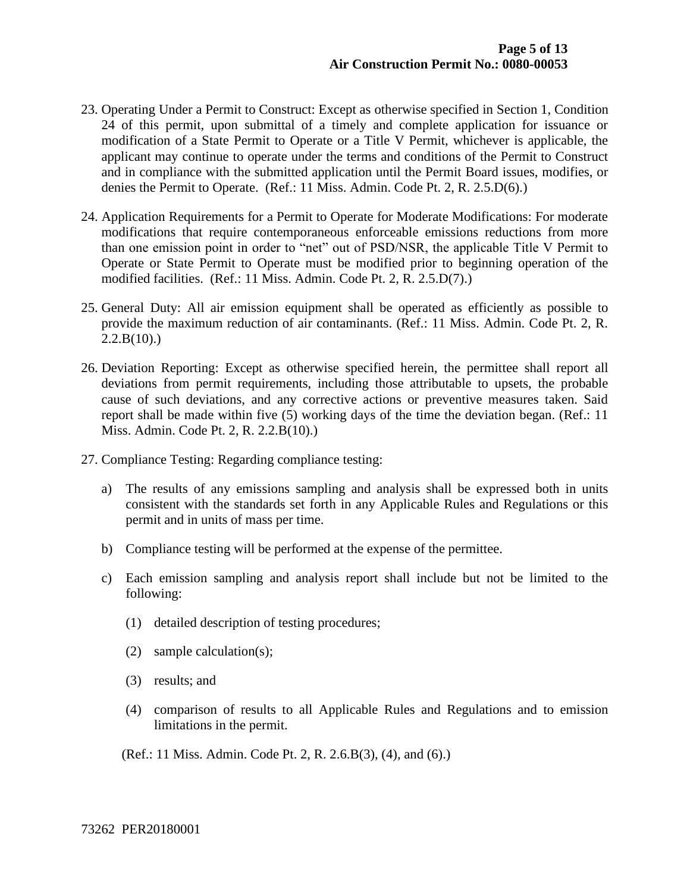23. Operating Under a Permit to Construct: Except as otherwise specified in Section 1, Condition 24 of this permit, upon submittal of a timely and complete application for issuance or modification of a State Permit to Operate or a Title V Permit, whichever is applicable, the applicant may continue to operate under the terms and conditions of the Permit to Construct and in compliance with the submitted application until the Permit Board issues, modifies, or denies the Permit to Operate. (Ref.: 11 Miss. Admin. Code Pt. 2, R. 2.5.D(6).)

24. Application Requirements for a Permit to Operate for Moderate Modifications: For moderate modifications that require contemporaneous enforceable emissions reductions from more than one emission point in order to "net" out of PSD/NSR, the applicable Title V Permit to Operate or State Permit to Operate must be modified prior to beginning operation of the modified facilities. (Ref.: 11 Miss. Admin. Code Pt. 2, R. 2.5.D(7).)

25. General Duty: All air emission equipment shall be operated as efficiently as possible to provide the maximum reduction of air contaminants. (Ref.: 11 Miss. Admin. Code Pt. 2, R. 2.2.B(10).)

26. Deviation Reporting: Except as otherwise specified herein, the permittee shall report all deviations from permit requirements, including those attributable to upsets, the probable cause of such deviations, and any corrective actions or preventive measures taken. Said report shall be made within five (5) working days of the time the deviation began. (Ref.: 11 Miss. Admin. Code Pt. 2, R. 2.2.B(10).)

27. Compliance Testing: Regarding compliance testing:

    a) The results of any emissions sampling and analysis shall be expressed both in units consistent with the standards set forth in any Applicable Rules and Regulations or this permit and in units of mass per time.

    b) Compliance testing will be performed at the expense of the permittee.

    c) Each emission sampling and analysis report shall include but not be limited to the following:

        (1) detailed description of testing procedures;

        (2) sample calculation(s);

        (3) results; and

        (4) comparison of results to all Applicable Rules and Regulations and to emission limitations in the permit.

    (Ref.: 11 Miss. Admin. Code Pt. 2, R. 2.6.B(3), (4), and (6).)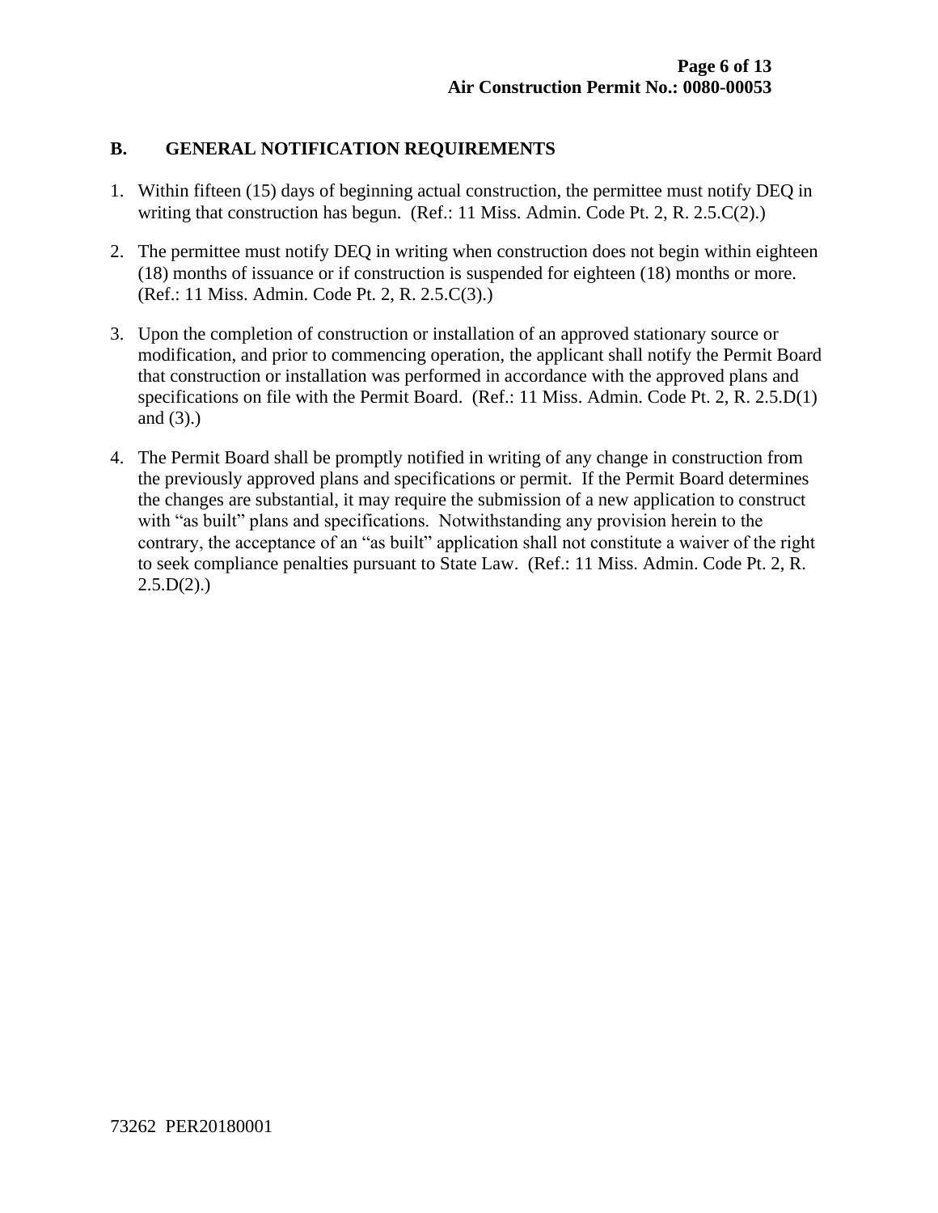## B. GENERAL NOTIFICATION REQUIREMENTS

1. Within fifteen (15) days of beginning actual construction, the permittee must notify DEQ in writing that construction has begun. (Ref.: 11 Miss. Admin. Code Pt. 2, R. 2.5.C(2).)

2. The permittee must notify DEQ in writing when construction does not begin within eighteen (18) months of issuance or if construction is suspended for eighteen (18) months or more. (Ref.: 11 Miss. Admin. Code Pt. 2, R. 2.5.C(3).)

3. Upon the completion of construction or installation of an approved stationary source or modification, and prior to commencing operation, the applicant shall notify the Permit Board that construction or installation was performed in accordance with the approved plans and specifications on file with the Permit Board. (Ref.: 11 Miss. Admin. Code Pt. 2, R. 2.5.D(1) and (3).)

4. The Permit Board shall be promptly notified in writing of any change in construction from the previously approved plans and specifications or permit. If the Permit Board determines the changes are substantial, it may require the submission of a new application to construct with "as built" plans and specifications. Notwithstanding any provision herein to the contrary, the acceptance of an "as built" application shall not constitute a waiver of the right to seek compliance penalties pursuant to State Law. (Ref.: 11 Miss. Admin. Code Pt. 2, R. 2.5.D(2).)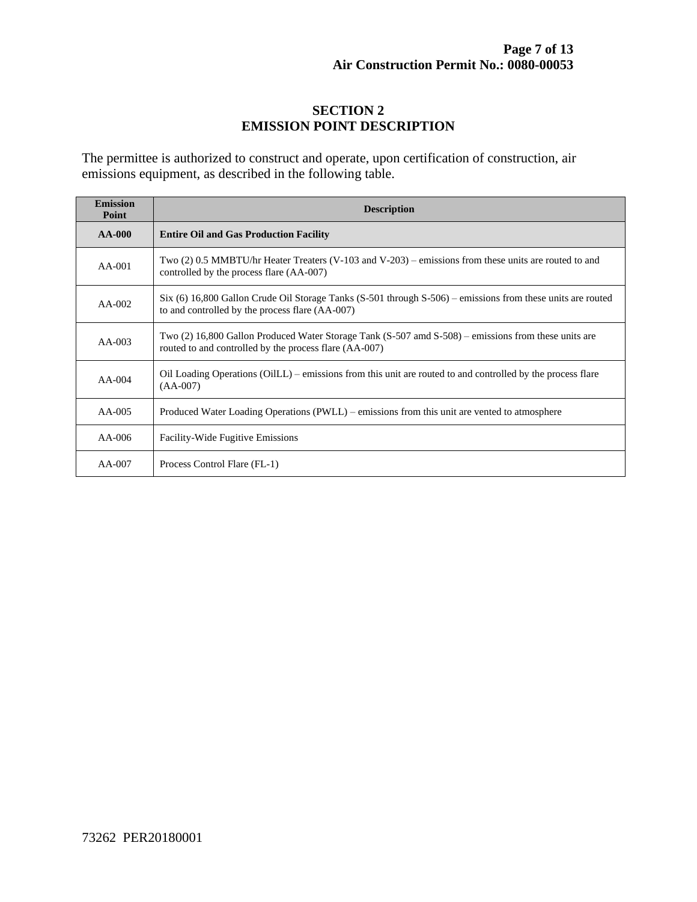## SECTION 2
## EMISSION POINT DESCRIPTION

The permittee is authorized to construct and operate, upon certification of construction, air emissions equipment, as described in the following table.

| Emission Point | Description |
|---|---|
| **AA-000** | **Entire Oil and Gas Production Facility** |
| AA-001 | Two (2) 0.5 MMBTU/hr Heater Treaters (V-103 and V-203) – emissions from these units are routed to and controlled by the process flare (AA-007) |
| AA-002 | Six (6) 16,800 Gallon Crude Oil Storage Tanks (S-501 through S-506) – emissions from these units are routed to and controlled by the process flare (AA-007) |
| AA-003 | Two (2) 16,800 Gallon Produced Water Storage Tank (S-507 amd S-508) – emissions from these units are routed to and controlled by the process flare (AA-007) |
| AA-004 | Oil Loading Operations (OilLL) – emissions from this unit are routed to and controlled by the process flare (AA-007) |
| AA-005 | Produced Water Loading Operations (PWLL) – emissions from this unit are vented to atmosphere |
| AA-006 | Facility-Wide Fugitive Emissions |
| AA-007 | Process Control Flare (FL-1) |

73262 PER20180001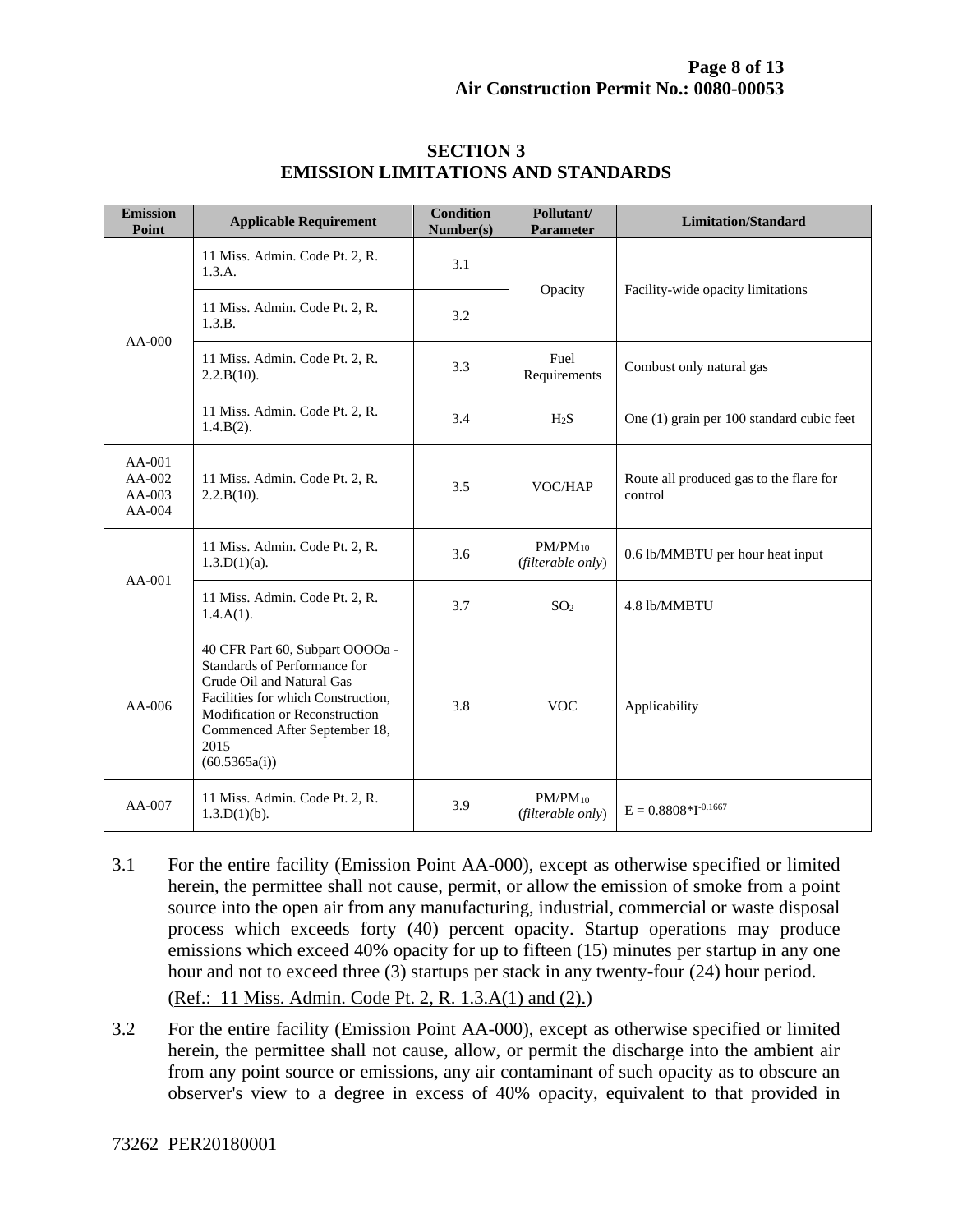# SECTION 3
# EMISSION LIMITATIONS AND STANDARDS

| Emission Point | Applicable Requirement | Condition Number(s) | Pollutant/ Parameter | Limitation/Standard |
|---|---|---|---|---|
| AA-000 | 11 Miss. Admin. Code Pt. 2, R. 1.3.A. | 3.1 | Opacity | Facility-wide opacity limitations |
| | 11 Miss. Admin. Code Pt. 2, R. 1.3.B. | 3.2 | | |
| | 11 Miss. Admin. Code Pt. 2, R. 2.2.B(10). | 3.3 | Fuel Requirements | Combust only natural gas |
| | 11 Miss. Admin. Code Pt. 2, R. 1.4.B(2). | 3.4 | $H_2S$ | One (1) grain per 100 standard cubic feet |
| AA-001 AA-002 AA-003 AA-004 | 11 Miss. Admin. Code Pt. 2, R. 2.2.B(10). | 3.5 | VOC/HAP | Route all produced gas to the flare for control |
| AA-001 | 11 Miss. Admin. Code Pt. 2, R. 1.3.D(1)(a). | 3.6 | $PM/PM_{10}$ (*filterable only*) | 0.6 lb/MMBTU per hour heat input |
| | 11 Miss. Admin. Code Pt. 2, R. 1.4.A(1). | 3.7 | $SO_2$ | 4.8 lb/MMBTU |
| AA-006 | 40 CFR Part 60, Subpart OOOOa - Standards of Performance for Crude Oil and Natural Gas Facilities for which Construction, Modification or Reconstruction Commenced After September 18, 2015 (60.5365a(i)) | 3.8 | VOC | Applicability |
| AA-007 | 11 Miss. Admin. Code Pt. 2, R. 1.3.D(1)(b). | 3.9 | $PM/PM_{10}$ (*filterable only*) | $E = 0.8808*I^{-0.1667}$ |

3.1 For the entire facility (Emission Point AA-000), except as otherwise specified or limited herein, the permittee shall not cause, permit, or allow the emission of smoke from a point source into the open air from any manufacturing, industrial, commercial or waste disposal process which exceeds forty (40) percent opacity. Startup operations may produce emissions which exceed 40% opacity for up to fifteen (15) minutes per startup in any one hour and not to exceed three (3) startups per stack in any twenty-four (24) hour period.

(Ref.: 11 Miss. Admin. Code Pt. 2, R. 1.3.A(1) and (2).)

3.2 For the entire facility (Emission Point AA-000), except as otherwise specified or limited herein, the permittee shall not cause, allow, or permit the discharge into the ambient air from any point source or emissions, any air contaminant of such opacity as to obscure an observer's view to a degree in excess of 40% opacity, equivalent to that provided in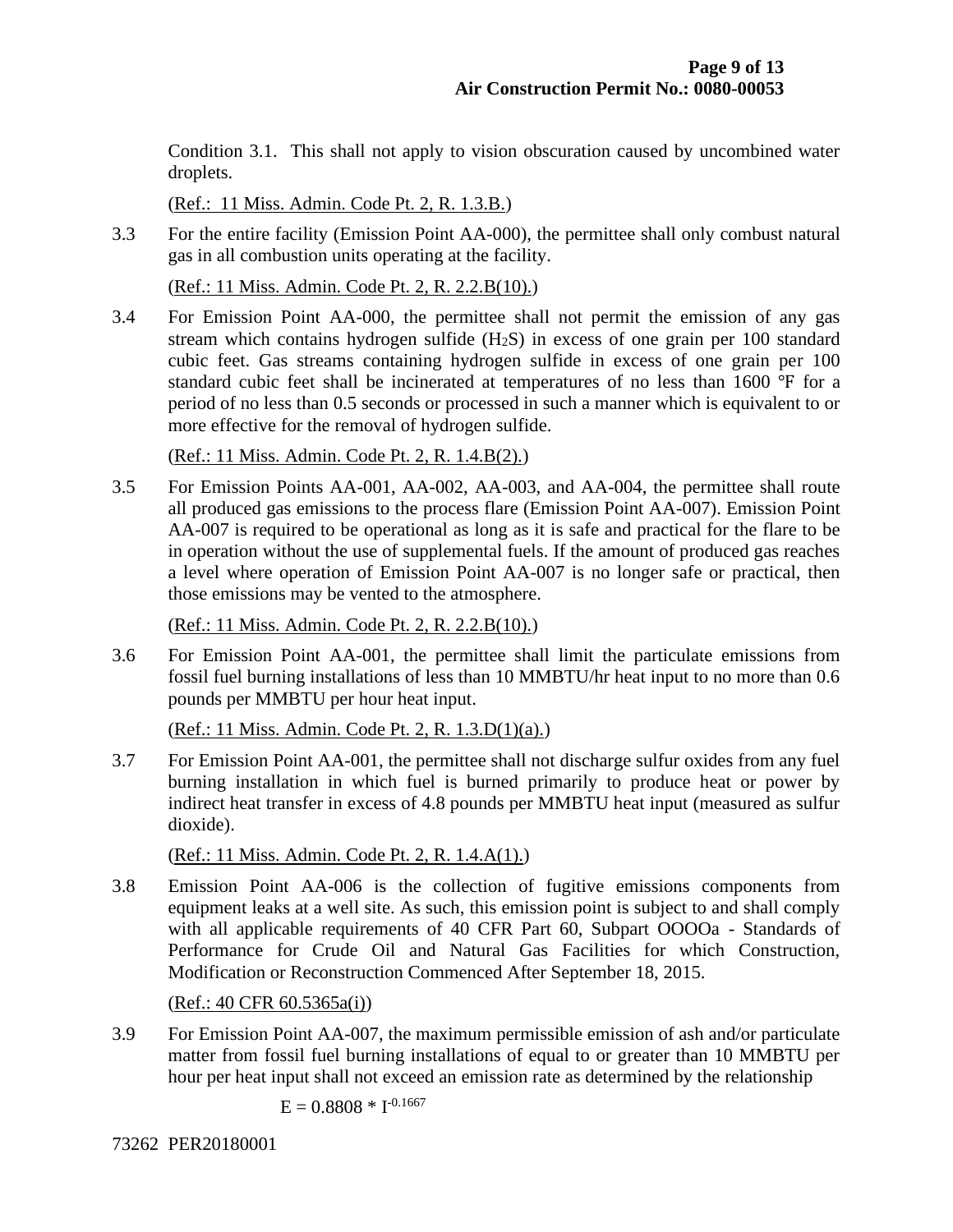Condition 3.1. This shall not apply to vision obscuration caused by uncombined water droplets.

(Ref.: 11 Miss. Admin. Code Pt. 2, R. 1.3.B.)

3.3 For the entire facility (Emission Point AA-000), the permittee shall only combust natural gas in all combustion units operating at the facility.

(Ref.: 11 Miss. Admin. Code Pt. 2, R. 2.2.B(10).)

3.4 For Emission Point AA-000, the permittee shall not permit the emission of any gas stream which contains hydrogen sulfide ($H_2S$) in excess of one grain per 100 standard cubic feet. Gas streams containing hydrogen sulfide in excess of one grain per 100 standard cubic feet shall be incinerated at temperatures of no less than 1600 °F for a period of no less than 0.5 seconds or processed in such a manner which is equivalent to or more effective for the removal of hydrogen sulfide.

(Ref.: 11 Miss. Admin. Code Pt. 2, R. 1.4.B(2).)

3.5 For Emission Points AA-001, AA-002, AA-003, and AA-004, the permittee shall route all produced gas emissions to the process flare (Emission Point AA-007). Emission Point AA-007 is required to be operational as long as it is safe and practical for the flare to be in operation without the use of supplemental fuels. If the amount of produced gas reaches a level where operation of Emission Point AA-007 is no longer safe or practical, then those emissions may be vented to the atmosphere.

(Ref.: 11 Miss. Admin. Code Pt. 2, R. 2.2.B(10).)

3.6 For Emission Point AA-001, the permittee shall limit the particulate emissions from fossil fuel burning installations of less than 10 MMBTU/hr heat input to no more than 0.6 pounds per MMBTU per hour heat input.

(Ref.: 11 Miss. Admin. Code Pt. 2, R. 1.3.D(1)(a).)

3.7 For Emission Point AA-001, the permittee shall not discharge sulfur oxides from any fuel burning installation in which fuel is burned primarily to produce heat or power by indirect heat transfer in excess of 4.8 pounds per MMBTU heat input (measured as sulfur dioxide).

(Ref.: 11 Miss. Admin. Code Pt. 2, R. 1.4.A(1).)

3.8 Emission Point AA-006 is the collection of fugitive emissions components from equipment leaks at a well site. As such, this emission point is subject to and shall comply with all applicable requirements of 40 CFR Part 60, Subpart OOOOa - Standards of Performance for Crude Oil and Natural Gas Facilities for which Construction, Modification or Reconstruction Commenced After September 18, 2015.

(Ref.: 40 CFR 60.5365a(i))

3.9 For Emission Point AA-007, the maximum permissible emission of ash and/or particulate matter from fossil fuel burning installations of equal to or greater than 10 MMBTU per hour per heat input shall not exceed an emission rate as determined by the relationship

$$E = 0.8808 * I^{-0.1667}$$

73262 PER20180001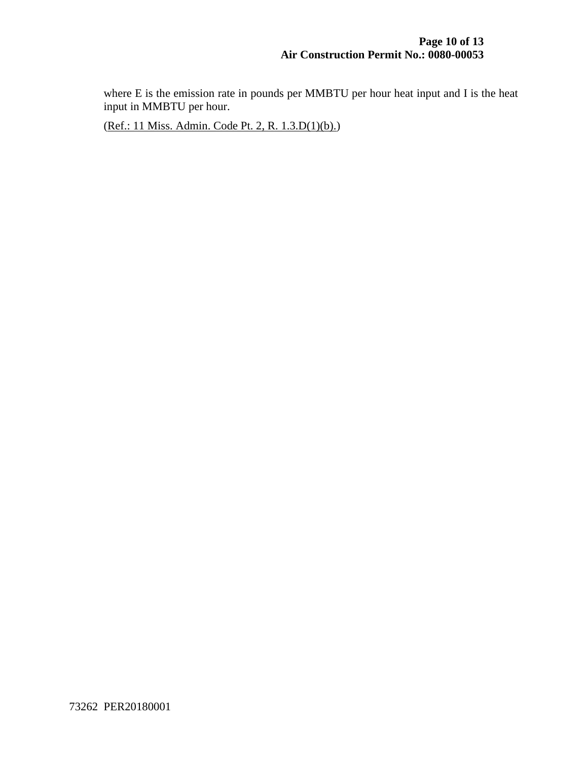where E is the emission rate in pounds per MMBTU per hour heat input and I is the heat input in MMBTU per hour.

(Ref.: 11 Miss. Admin. Code Pt. 2, R. 1.3.D(1)(b).)

73262 PER20180001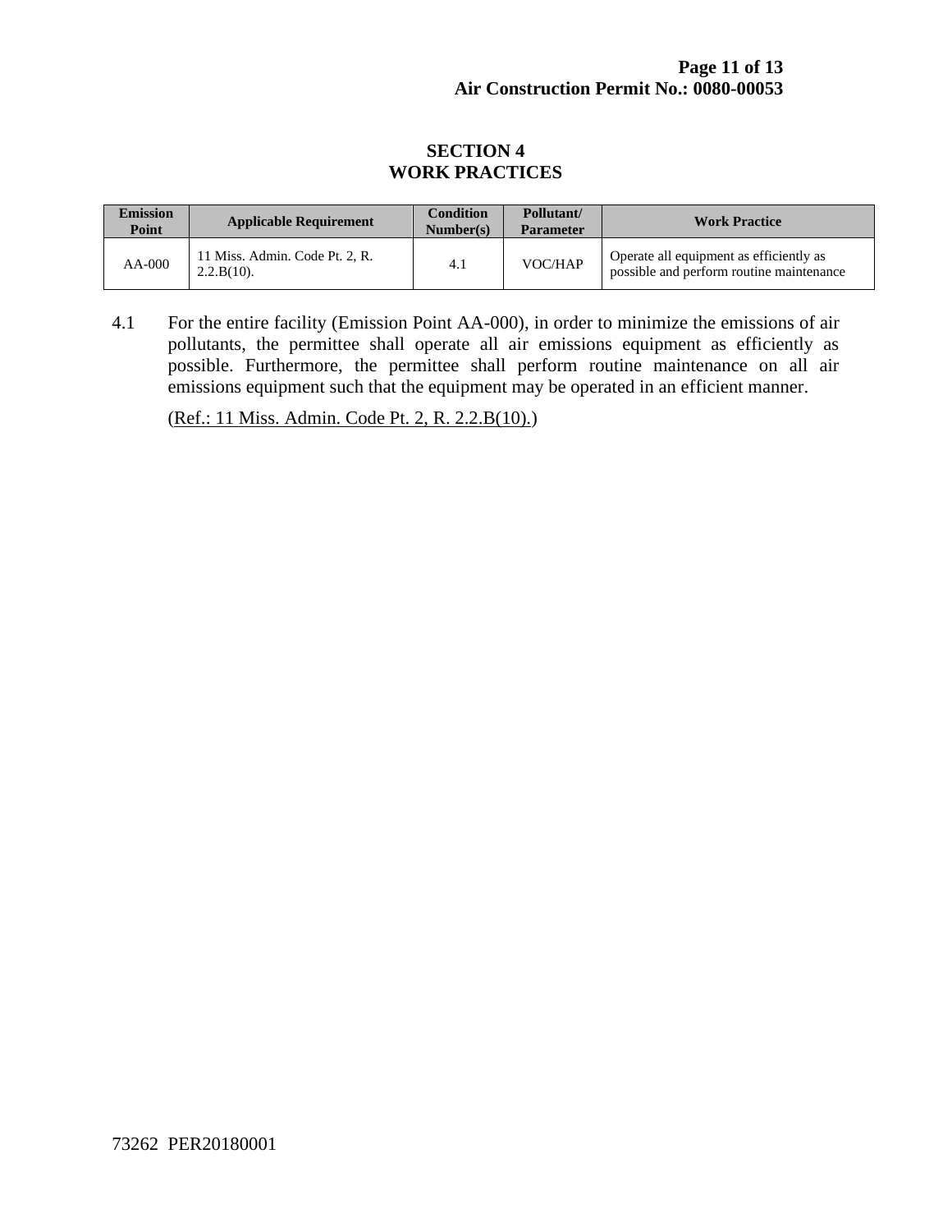# SECTION 4
# WORK PRACTICES

| Emission Point | Applicable Requirement | Condition Number(s) | Pollutant/ Parameter | Work Practice |
|---|---|---|---|---|
| AA-000 | 11 Miss. Admin. Code Pt. 2, R. 2.2.B(10). | 4.1 | VOC/HAP | Operate all equipment as efficiently as possible and perform routine maintenance |

4.1 For the entire facility (Emission Point AA-000), in order to minimize the emissions of air pollutants, the permittee shall operate all air emissions equipment as efficiently as possible. Furthermore, the permittee shall perform routine maintenance on all air emissions equipment such that the equipment may be operated in an efficient manner.

(Ref.: 11 Miss. Admin. Code Pt. 2, R. 2.2.B(10).)

73262 PER20180001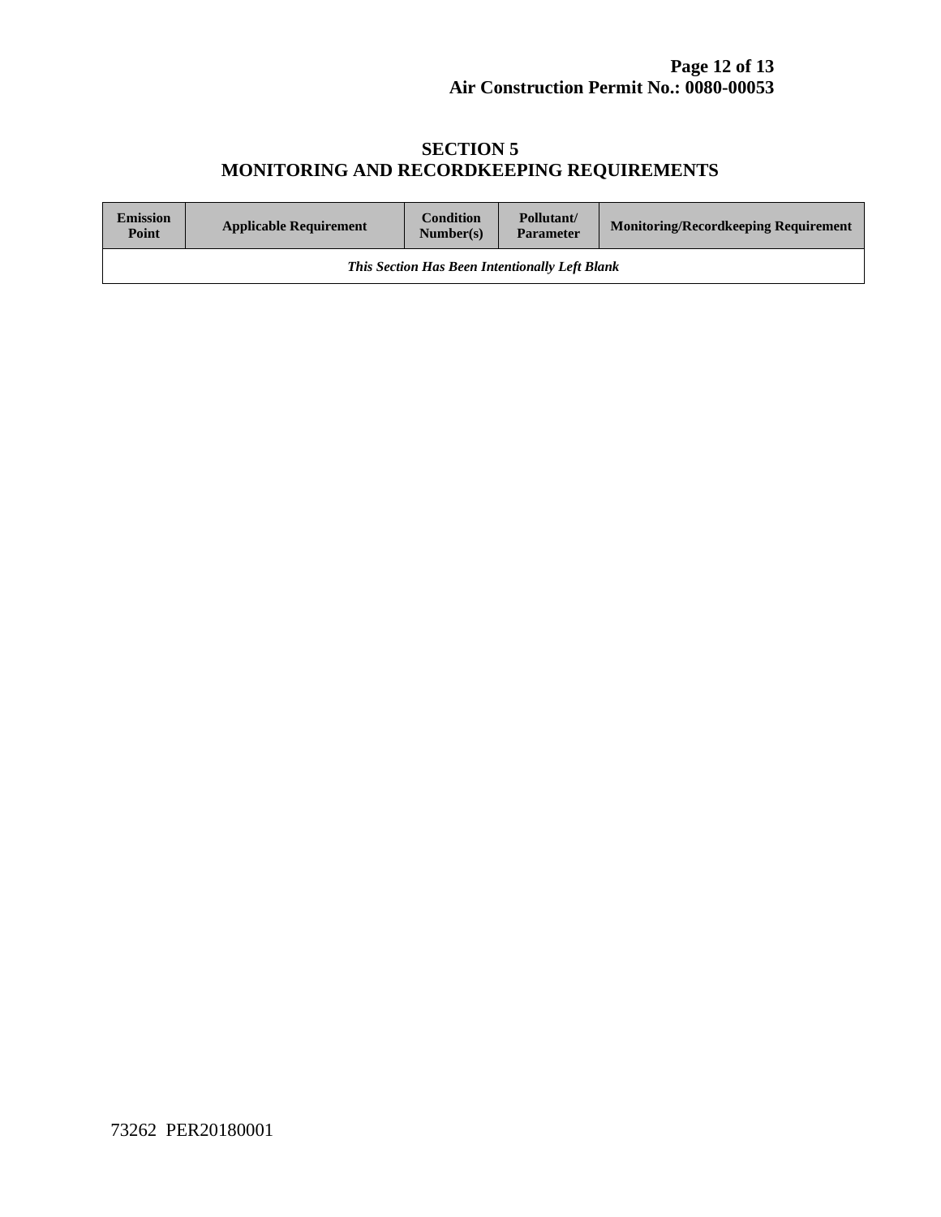## SECTION 5
## MONITORING AND RECORDKEEPING REQUIREMENTS

| Emission Point | Applicable Requirement | Condition Number(s) | Pollutant/ Parameter | Monitoring/Recordkeeping Requirement |
|---|---|---|---|---|
| ***This Section Has Been Intentionally Left Blank*** | | | | |

73262 PER20180001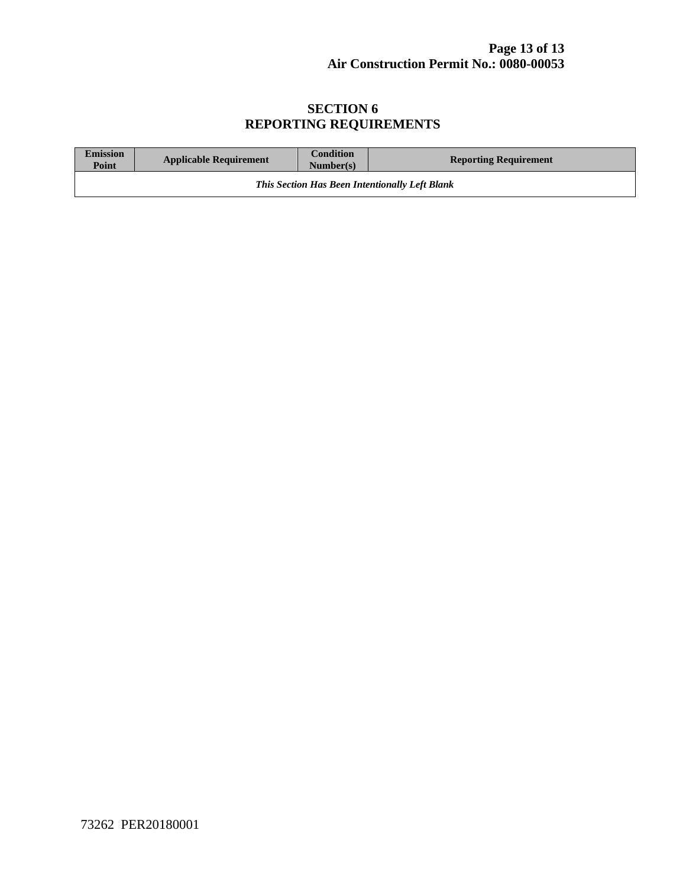## SECTION 6
## REPORTING REQUIREMENTS

| Emission Point | Applicable Requirement | Condition Number(s) | Reporting Requirement |
|---|---|---|---|
| ***This Section Has Been Intentionally Left Blank*** | | | |

73262 PER20180001